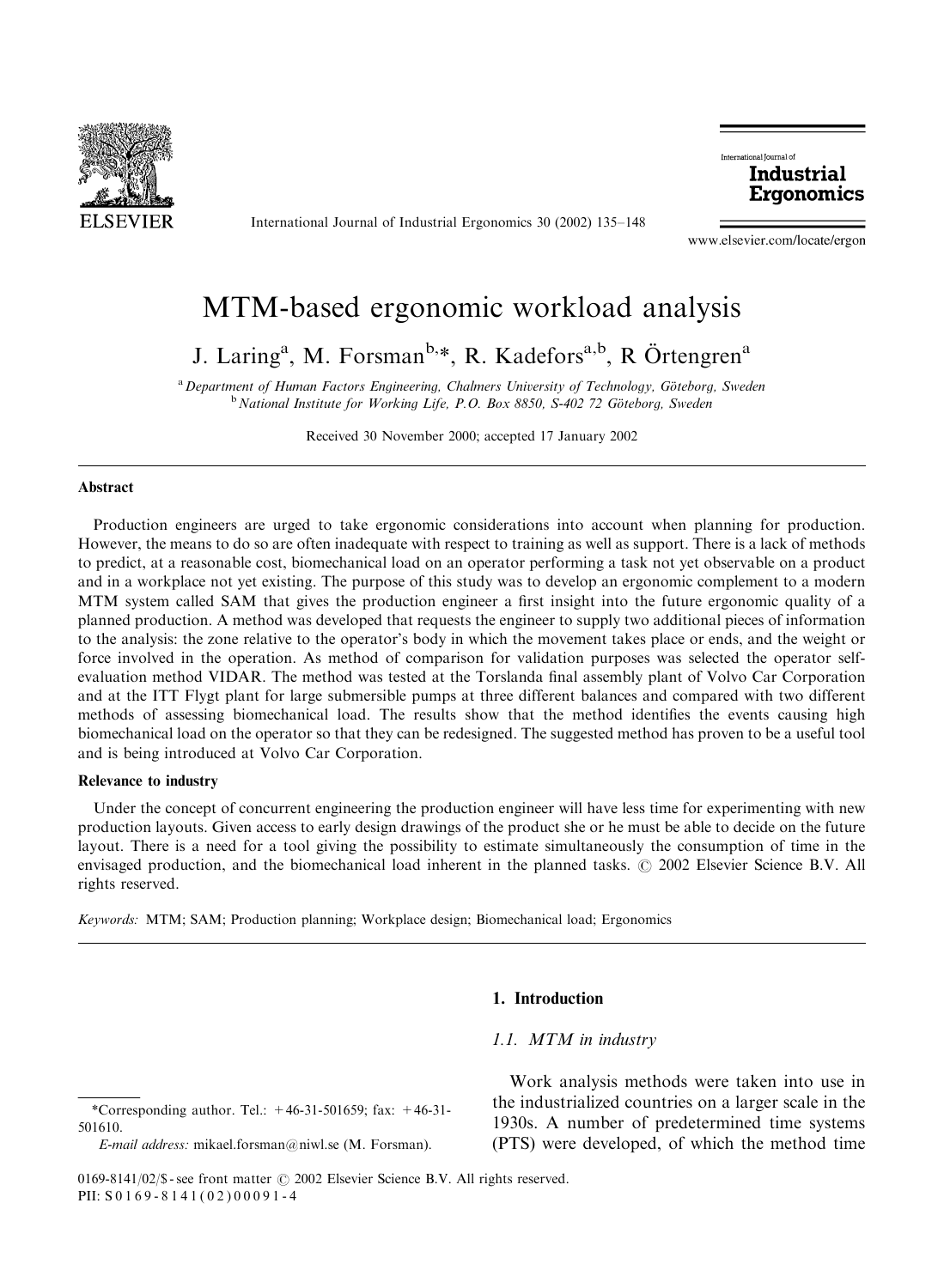# MTM-based ergonomic workload analysis

J. Laring[a], M. Forsman[b,*], R. Kadefors[a,b], R Örtengren[a]

[a] Department of Human Factors Engineering, Chalmers University of Technology, Göteborg, Sweden
[b] National Institute for Working Life, P.O. Box 8850, S-402 72 Göteborg, Sweden

Received 30 November 2000; accepted 17 January 2002

## Abstract

Production engineers are urged to take ergonomic considerations into account when planning for production. However, the means to do so are often inadequate with respect to training as well as support. There is a lack of methods to predict, at a reasonable cost, biomechanical load on an operator performing a task not yet observable on a product and in a workplace not yet existing. The purpose of this study was to develop an ergonomic complement to a modern MTM system called SAM that gives the production engineer a first insight into the future ergonomic quality of a planned production. A method was developed that requests the engineer to supply two additional pieces of information to the analysis: the zone relative to the operator's body in which the movement takes place or ends, and the weight or force involved in the operation. As method of comparison for validation purposes was selected the operator self-evaluation method VIDAR. The method was tested at the Torslanda final assembly plant of Volvo Car Corporation and at the ITT Flygt plant for large submersible pumps at three different balances and compared with two different methods of assessing biomechanical load. The results show that the method identifies the events causing high biomechanical load on the operator so that they can be redesigned. The suggested method has proven to be a useful tool and is being introduced at Volvo Car Corporation.

## Relevance to industry

Under the concept of concurrent engineering the production engineer will have less time for experimenting with new production layouts. Given access to early design drawings of the product she or he must be able to decide on the future layout. There is a need for a tool giving the possibility to estimate simultaneously the consumption of time in the envisaged production, and the biomechanical load inherent in the planned tasks. © 2002 Elsevier Science B.V. All rights reserved.

*Keywords:* MTM; SAM; Production planning; Workplace design; Biomechanical load; Ergonomics

## 1. Introduction

### 1.1. MTM in industry

Work analysis methods were taken into use in the industrialized countries on a larger scale in the 1930s. A number of predetermined time systems (PTS) were developed, of which the method time

*Corresponding author. Tel.: +46-31-501659; fax: +46-31-501610.
*E-mail address:* mikael.forsman@niwl.se (M. Forsman).

0169-8141/02/$ - see front matter © 2002 Elsevier Science B.V. All rights reserved.
PII: S0169-8141(02)00091-4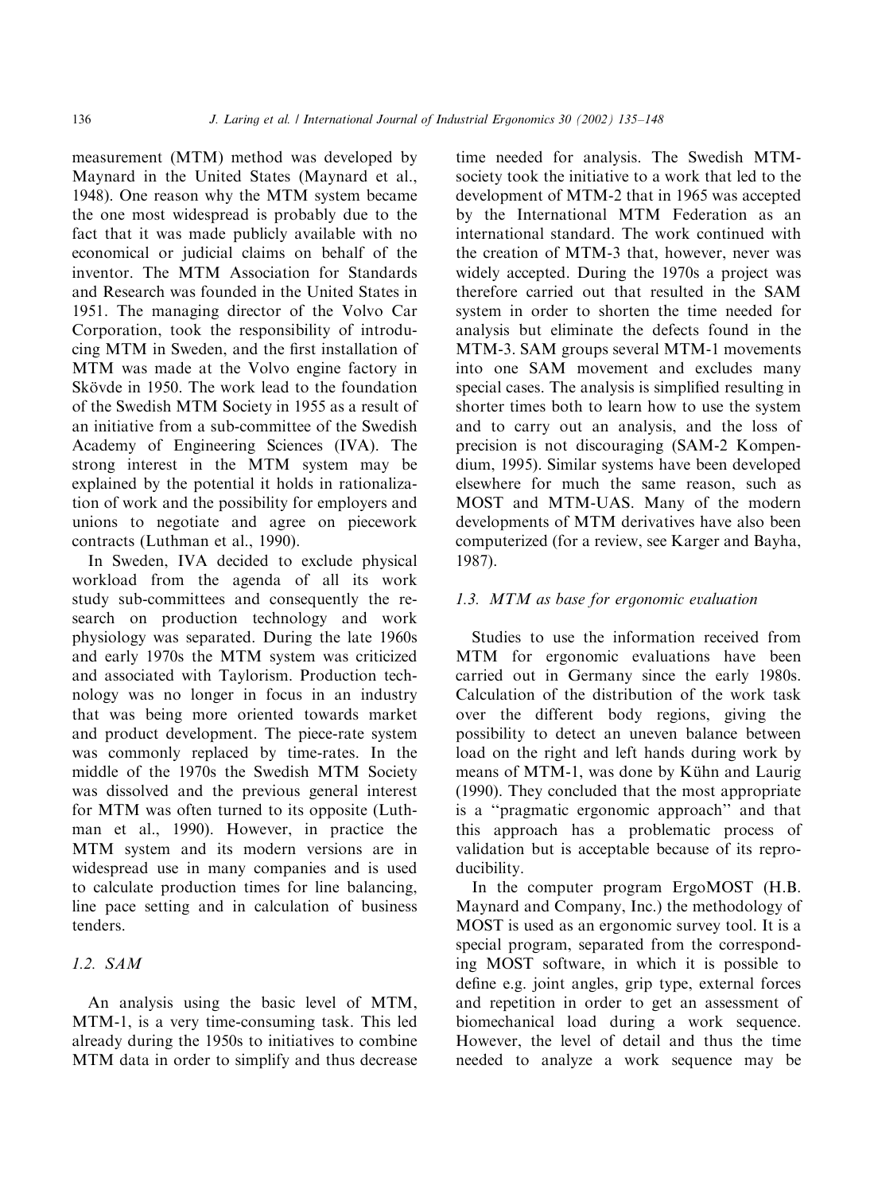measurement (MTM) method was developed by Maynard in the United States (Maynard et al., 1948). One reason why the MTM system became the one most widespread is probably due to the fact that it was made publicly available with no economical or judicial claims on behalf of the inventor. The MTM Association for Standards and Research was founded in the United States in 1951. The managing director of the Volvo Car Corporation, took the responsibility of introducing MTM in Sweden, and the first installation of MTM was made at the Volvo engine factory in Skövde in 1950. The work lead to the foundation of the Swedish MTM Society in 1955 as a result of an initiative from a sub-committee of the Swedish Academy of Engineering Sciences (IVA). The strong interest in the MTM system may be explained by the potential it holds in rationalization of work and the possibility for employers and unions to negotiate and agree on piecework contracts (Luthman et al., 1990).

In Sweden, IVA decided to exclude physical workload from the agenda of all its work study sub-committees and consequently the research on production technology and work physiology was separated. During the late 1960s and early 1970s the MTM system was criticized and associated with Taylorism. Production technology was no longer in focus in an industry that was being more oriented towards market and product development. The piece-rate system was commonly replaced by time-rates. In the middle of the 1970s the Swedish MTM Society was dissolved and the previous general interest for MTM was often turned to its opposite (Luthman et al., 1990). However, in practice the MTM system and its modern versions are in widespread use in many companies and is used to calculate production times for line balancing, line pace setting and in calculation of business tenders.

### 1.2. SAM

An analysis using the basic level of MTM, MTM-1, is a very time-consuming task. This led already during the 1950s to initiatives to combine MTM data in order to simplify and thus decrease time needed for analysis. The Swedish MTM-society took the initiative to a work that led to the development of MTM-2 that in 1965 was accepted by the International MTM Federation as an international standard. The work continued with the creation of MTM-3 that, however, never was widely accepted. During the 1970s a project was therefore carried out that resulted in the SAM system in order to shorten the time needed for analysis but eliminate the defects found in the MTM-3. SAM groups several MTM-1 movements into one SAM movement and excludes many special cases. The analysis is simplified resulting in shorter times both to learn how to use the system and to carry out an analysis, and the loss of precision is not discouraging (SAM-2 Kompendium, 1995). Similar systems have been developed elsewhere for much the same reason, such as MOST and MTM-UAS. Many of the modern developments of MTM derivatives have also been computerized (for a review, see Karger and Bayha, 1987).

### 1.3. MTM as base for ergonomic evaluation

Studies to use the information received from MTM for ergonomic evaluations have been carried out in Germany since the early 1980s. Calculation of the distribution of the work task over the different body regions, giving the possibility to detect an uneven balance between load on the right and left hands during work by means of MTM-1, was done by Kühn and Laurig (1990). They concluded that the most appropriate is a "pragmatic ergonomic approach" and that this approach has a problematic process of validation but is acceptable because of its reproducibility.

In the computer program ErgoMOST (H.B. Maynard and Company, Inc.) the methodology of MOST is used as an ergonomic survey tool. It is a special program, separated from the corresponding MOST software, in which it is possible to define e.g. joint angles, grip type, external forces and repetition in order to get an assessment of biomechanical load during a work sequence. However, the level of detail and thus the time needed to analyze a work sequence may be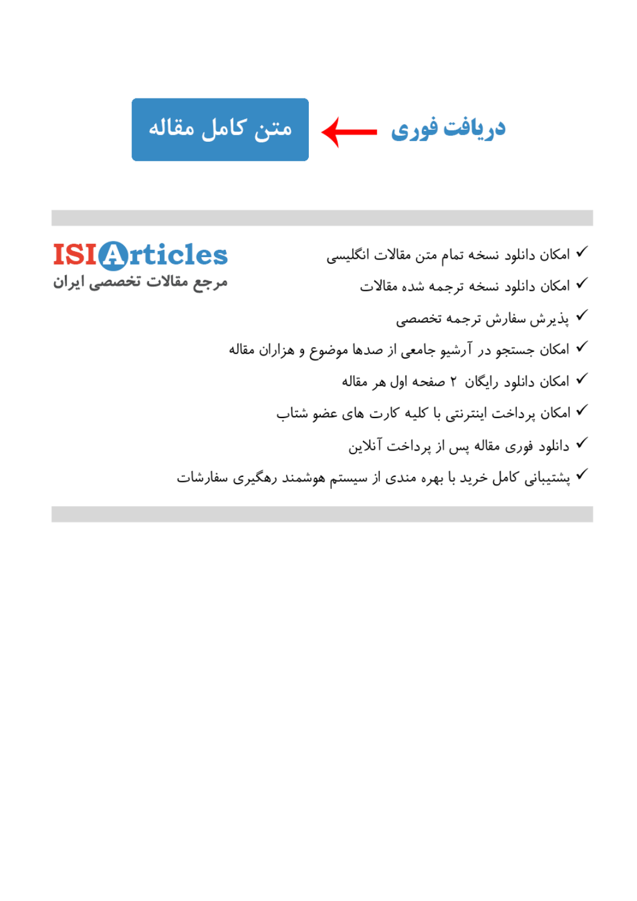دریافت فوری ← متن کامل مقاله

**ISIArticles**
مرجع مقالات تخصصی ایران

- ✓ امکان دانلود نسخه تمام متن مقالات انگلیسی
- ✓ امکان دانلود نسخه ترجمه شده مقالات
- ✓ پذیرش سفارش ترجمه تخصصی
- ✓ امکان جستجو در آرشیو جامعی از صدها موضوع و هزاران مقاله
- ✓ امکان دانلود رایگان ۲ صفحه اول هر مقاله
- ✓ امکان پرداخت اینترنتی با کلیه کارت های عضو شتاب
- ✓ دانلود فوری مقاله پس از پرداخت آنلاین
- ✓ پشتیبانی کامل خرید با بهره مندی از سیستم هوشمند رهگیری سفارشات